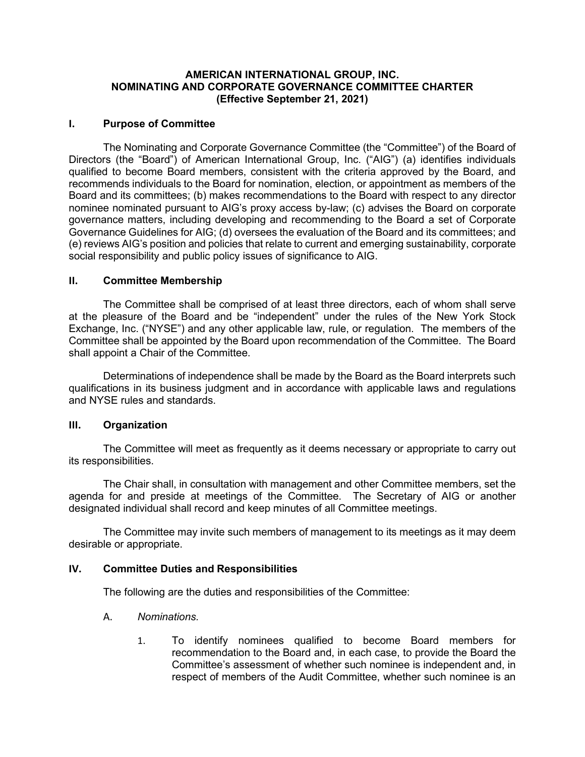# AMERICAN INTERNATIONAL GROUP, INC.
# NOMINATING AND CORPORATE GOVERNANCE COMMITTEE CHARTER
# (Effective September 21, 2021)

## I. Purpose of Committee

The Nominating and Corporate Governance Committee (the "Committee") of the Board of Directors (the "Board") of American International Group, Inc. ("AIG") (a) identifies individuals qualified to become Board members, consistent with the criteria approved by the Board, and recommends individuals to the Board for nomination, election, or appointment as members of the Board and its committees; (b) makes recommendations to the Board with respect to any director nominee nominated pursuant to AIG's proxy access by-law; (c) advises the Board on corporate governance matters, including developing and recommending to the Board a set of Corporate Governance Guidelines for AIG; (d) oversees the evaluation of the Board and its committees; and (e) reviews AIG's position and policies that relate to current and emerging sustainability, corporate social responsibility and public policy issues of significance to AIG.

## II. Committee Membership

The Committee shall be comprised of at least three directors, each of whom shall serve at the pleasure of the Board and be "independent" under the rules of the New York Stock Exchange, Inc. ("NYSE") and any other applicable law, rule, or regulation. The members of the Committee shall be appointed by the Board upon recommendation of the Committee. The Board shall appoint a Chair of the Committee.

Determinations of independence shall be made by the Board as the Board interprets such qualifications in its business judgment and in accordance with applicable laws and regulations and NYSE rules and standards.

## III. Organization

The Committee will meet as frequently as it deems necessary or appropriate to carry out its responsibilities.

The Chair shall, in consultation with management and other Committee members, set the agenda for and preside at meetings of the Committee. The Secretary of AIG or another designated individual shall record and keep minutes of all Committee meetings.

The Committee may invite such members of management to its meetings as it may deem desirable or appropriate.

## IV. Committee Duties and Responsibilities

The following are the duties and responsibilities of the Committee:

A. *Nominations.*

1. To identify nominees qualified to become Board members for recommendation to the Board and, in each case, to provide the Board the Committee's assessment of whether such nominee is independent and, in respect of members of the Audit Committee, whether such nominee is an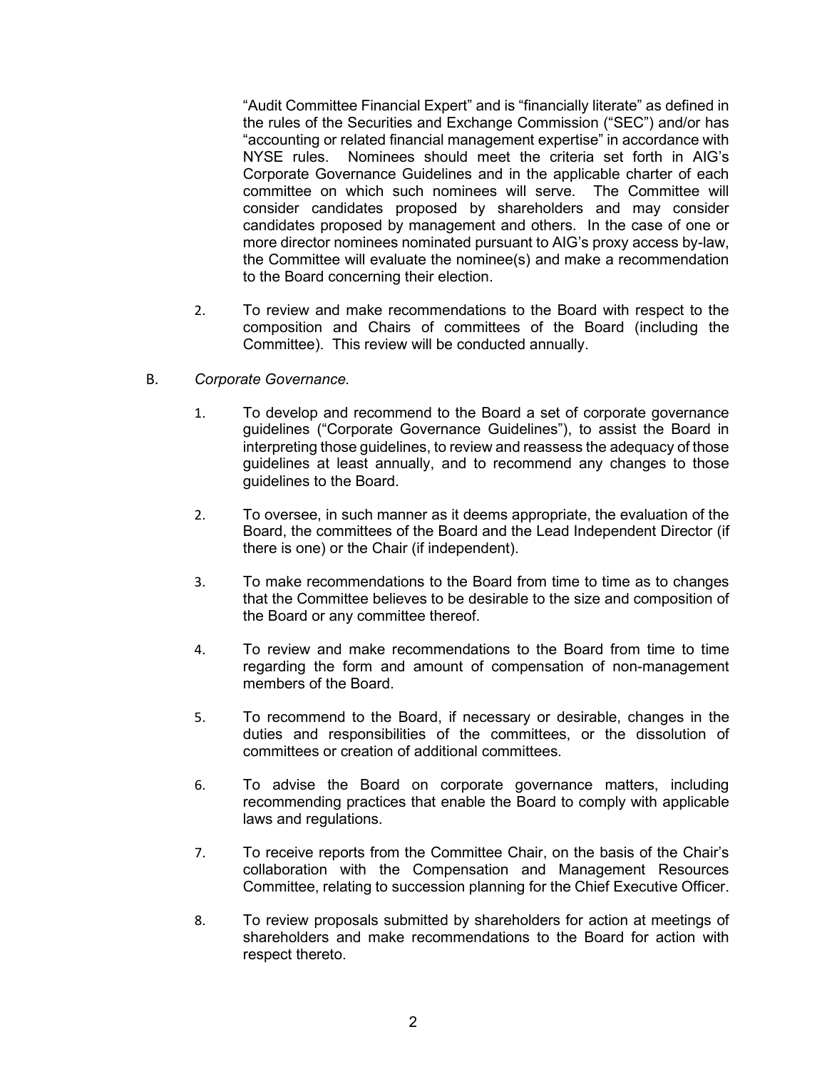"Audit Committee Financial Expert" and is "financially literate" as defined in the rules of the Securities and Exchange Commission ("SEC") and/or has "accounting or related financial management expertise" in accordance with NYSE rules. Nominees should meet the criteria set forth in AIG's Corporate Governance Guidelines and in the applicable charter of each committee on which such nominees will serve. The Committee will consider candidates proposed by shareholders and may consider candidates proposed by management and others. In the case of one or more director nominees nominated pursuant to AIG's proxy access by-law, the Committee will evaluate the nominee(s) and make a recommendation to the Board concerning their election.

2. To review and make recommendations to the Board with respect to the composition and Chairs of committees of the Board (including the Committee). This review will be conducted annually.

B. *Corporate Governance.*

1. To develop and recommend to the Board a set of corporate governance guidelines ("Corporate Governance Guidelines"), to assist the Board in interpreting those guidelines, to review and reassess the adequacy of those guidelines at least annually, and to recommend any changes to those guidelines to the Board.

2. To oversee, in such manner as it deems appropriate, the evaluation of the Board, the committees of the Board and the Lead Independent Director (if there is one) or the Chair (if independent).

3. To make recommendations to the Board from time to time as to changes that the Committee believes to be desirable to the size and composition of the Board or any committee thereof.

4. To review and make recommendations to the Board from time to time regarding the form and amount of compensation of non-management members of the Board.

5. To recommend to the Board, if necessary or desirable, changes in the duties and responsibilities of the committees, or the dissolution of committees or creation of additional committees.

6. To advise the Board on corporate governance matters, including recommending practices that enable the Board to comply with applicable laws and regulations.

7. To receive reports from the Committee Chair, on the basis of the Chair's collaboration with the Compensation and Management Resources Committee, relating to succession planning for the Chief Executive Officer.

8. To review proposals submitted by shareholders for action at meetings of shareholders and make recommendations to the Board for action with respect thereto.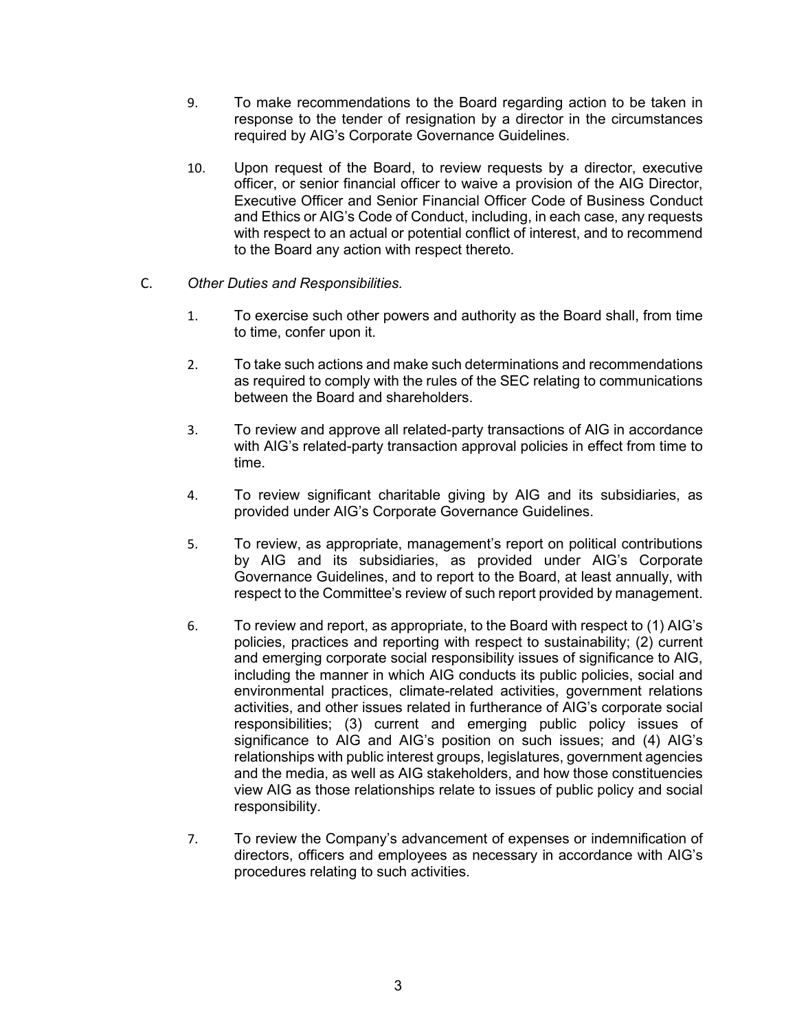9. To make recommendations to the Board regarding action to be taken in response to the tender of resignation by a director in the circumstances required by AIG's Corporate Governance Guidelines.

10. Upon request of the Board, to review requests by a director, executive officer, or senior financial officer to waive a provision of the AIG Director, Executive Officer and Senior Financial Officer Code of Business Conduct and Ethics or AIG's Code of Conduct, including, in each case, any requests with respect to an actual or potential conflict of interest, and to recommend to the Board any action with respect thereto.

C. *Other Duties and Responsibilities.*

1. To exercise such other powers and authority as the Board shall, from time to time, confer upon it.

2. To take such actions and make such determinations and recommendations as required to comply with the rules of the SEC relating to communications between the Board and shareholders.

3. To review and approve all related-party transactions of AIG in accordance with AIG's related-party transaction approval policies in effect from time to time.

4. To review significant charitable giving by AIG and its subsidiaries, as provided under AIG's Corporate Governance Guidelines.

5. To review, as appropriate, management's report on political contributions by AIG and its subsidiaries, as provided under AIG's Corporate Governance Guidelines, and to report to the Board, at least annually, with respect to the Committee's review of such report provided by management.

6. To review and report, as appropriate, to the Board with respect to (1) AIG's policies, practices and reporting with respect to sustainability; (2) current and emerging corporate social responsibility issues of significance to AIG, including the manner in which AIG conducts its public policies, social and environmental practices, climate-related activities, government relations activities, and other issues related in furtherance of AIG's corporate social responsibilities; (3) current and emerging public policy issues of significance to AIG and AIG's position on such issues; and (4) AIG's relationships with public interest groups, legislatures, government agencies and the media, as well as AIG stakeholders, and how those constituencies view AIG as those relationships relate to issues of public policy and social responsibility.

7. To review the Company's advancement of expenses or indemnification of directors, officers and employees as necessary in accordance with AIG's procedures relating to such activities.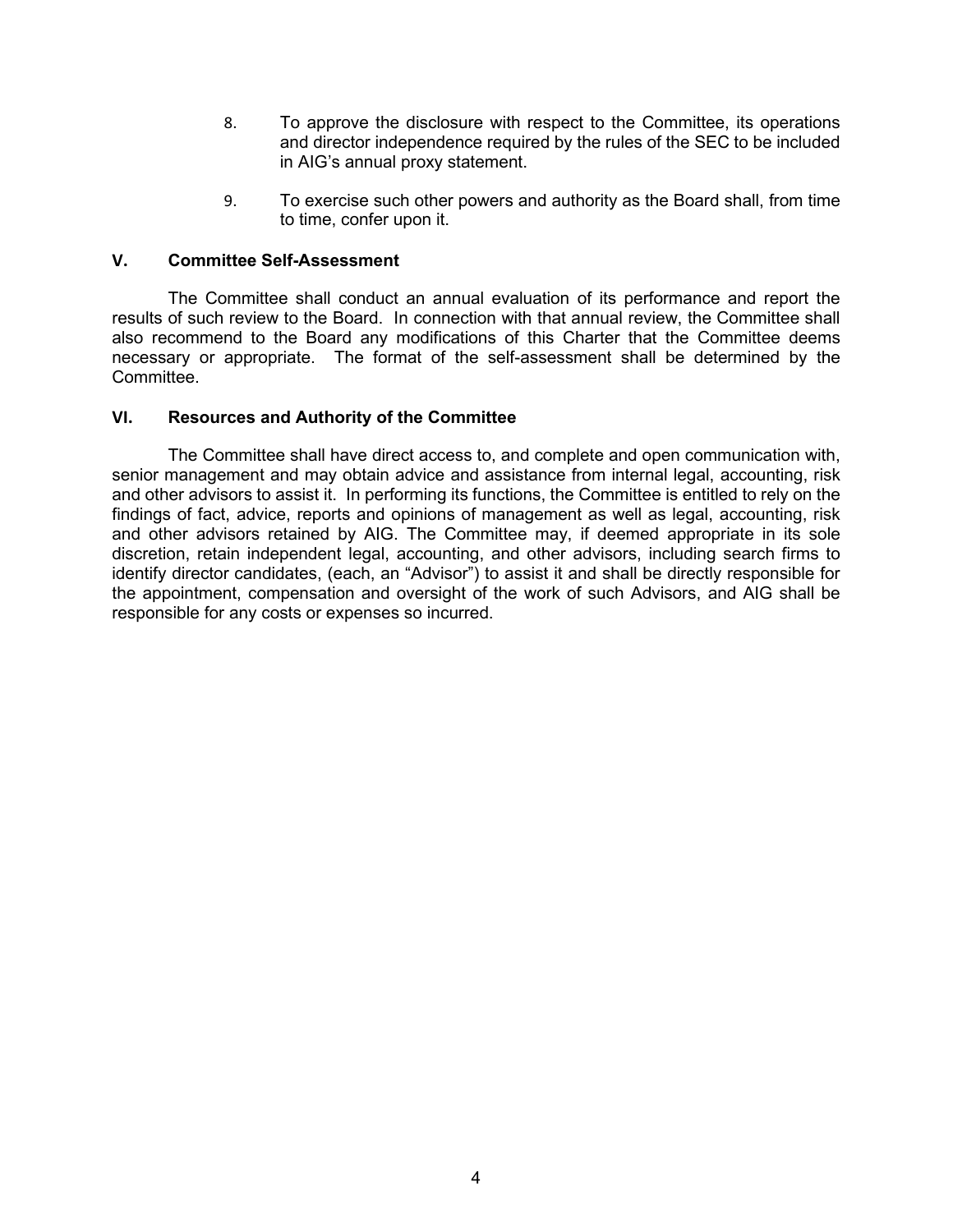8. To approve the disclosure with respect to the Committee, its operations and director independence required by the rules of the SEC to be included in AIG's annual proxy statement.

9. To exercise such other powers and authority as the Board shall, from time to time, confer upon it.

## V. Committee Self-Assessment

The Committee shall conduct an annual evaluation of its performance and report the results of such review to the Board. In connection with that annual review, the Committee shall also recommend to the Board any modifications of this Charter that the Committee deems necessary or appropriate. The format of the self-assessment shall be determined by the Committee.

## VI. Resources and Authority of the Committee

The Committee shall have direct access to, and complete and open communication with, senior management and may obtain advice and assistance from internal legal, accounting, risk and other advisors to assist it. In performing its functions, the Committee is entitled to rely on the findings of fact, advice, reports and opinions of management as well as legal, accounting, risk and other advisors retained by AIG. The Committee may, if deemed appropriate in its sole discretion, retain independent legal, accounting, and other advisors, including search firms to identify director candidates, (each, an "Advisor") to assist it and shall be directly responsible for the appointment, compensation and oversight of the work of such Advisors, and AIG shall be responsible for any costs or expenses so incurred.